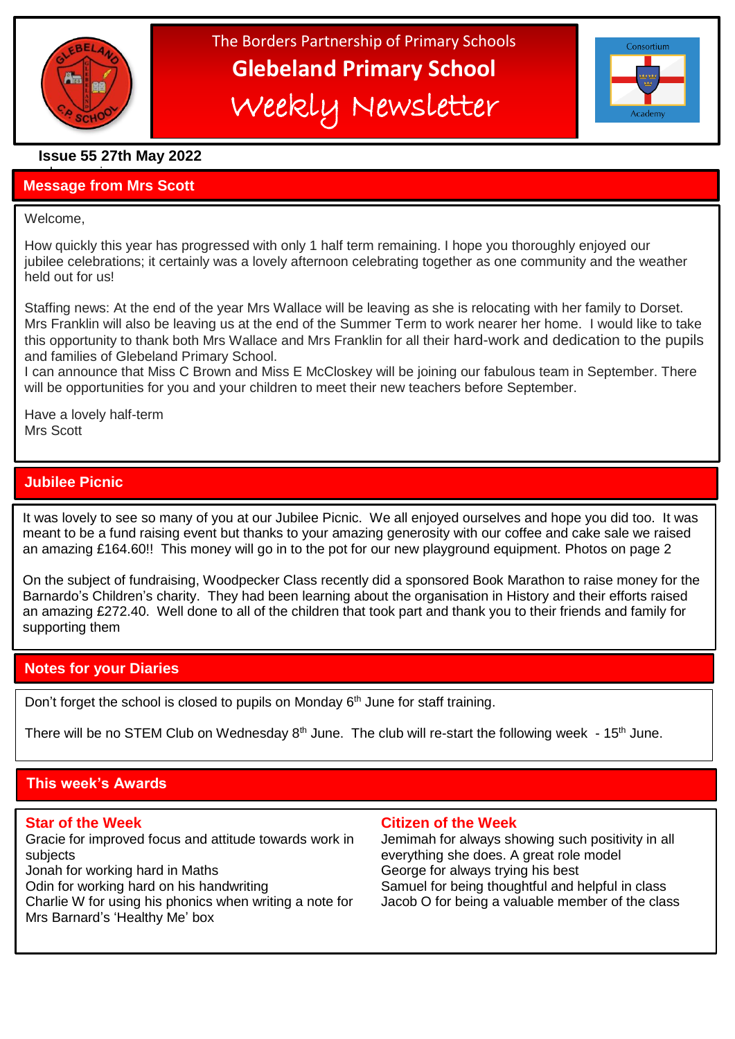The Borders Partnership of Primary Schools

# Glebeland Primary School

## Weekly Newsletter

**Issue 55 27th May 2022**

## Message from Mrs Scott

Welcome,

How quickly this year has progressed with only 1 half term remaining. I hope you thoroughly enjoyed our jubilee celebrations; it certainly was a lovely afternoon celebrating together as one community and the weather held out for us!

Staffing news: At the end of the year Mrs Wallace will be leaving as she is relocating with her family to Dorset. Mrs Franklin will also be leaving us at the end of the Summer Term to work nearer her home. I would like to take this opportunity to thank both Mrs Wallace and Mrs Franklin for all their hard-work and dedication to the pupils and families of Glebeland Primary School.
I can announce that Miss C Brown and Miss E McCloskey will be joining our fabulous team in September. There will be opportunities for you and your children to meet their new teachers before September.

Have a lovely half-term
Mrs Scott

## Jubilee Picnic

It was lovely to see so many of you at our Jubilee Picnic. We all enjoyed ourselves and hope you did too. It was meant to be a fund raising event but thanks to your amazing generosity with our coffee and cake sale we raised an amazing £164.60!! This money will go in to the pot for our new playground equipment. Photos on page 2

On the subject of fundraising, Woodpecker Class recently did a sponsored Book Marathon to raise money for the Barnardo's Children's charity. They had been learning about the organisation in History and their efforts raised an amazing £272.40. Well done to all of the children that took part and thank you to their friends and family for supporting them

## Notes for your Diaries

Don't forget the school is closed to pupils on Monday 6th June for staff training.

There will be no STEM Club on Wednesday 8th June. The club will re-start the following week - 15th June.

## This week's Awards

### Star of the Week

Gracie for improved focus and attitude towards work in subjects
Jonah for working hard in Maths
Odin for working hard on his handwriting
Charlie W for using his phonics when writing a note for Mrs Barnard's 'Healthy Me' box

### Citizen of the Week

Jemimah for always showing such positivity in all everything she does. A great role model
George for always trying his best
Samuel for being thoughtful and helpful in class
Jacob O for being a valuable member of the class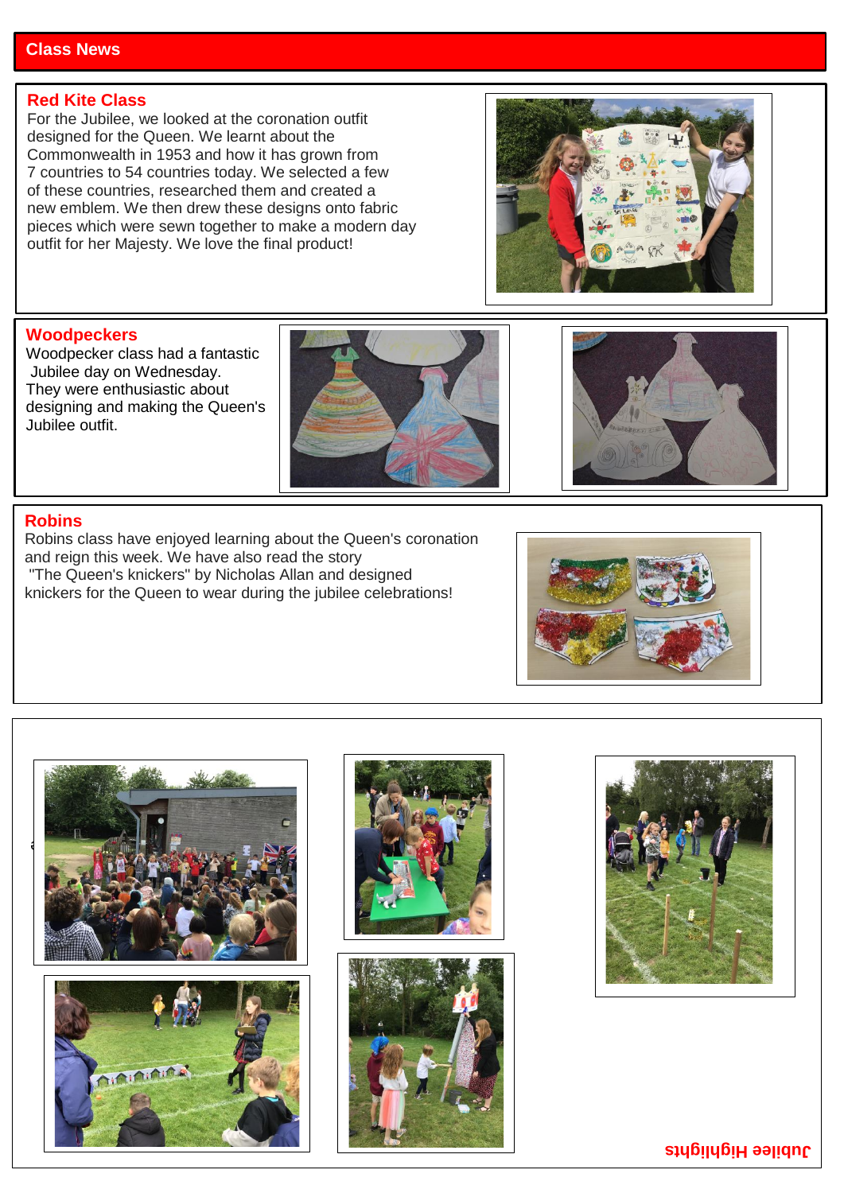## Class News

### Red Kite Class

For the Jubilee, we looked at the coronation outfit designed for the Queen. We learnt about the Commonwealth in 1953 and how it has grown from 7 countries to 54 countries today. We selected a few of these countries, researched them and created a new emblem. We then drew these designs onto fabric pieces which were sewn together to make a modern day outfit for her Majesty. We love the final product!

### Woodpeckers

Woodpecker class had a fantastic Jubilee day on Wednesday. They were enthusiastic about designing and making the Queen's Jubilee outfit.

### Robins

Robins class have enjoyed learning about the Queen's coronation and reign this week. We have also read the story "The Queen's knickers" by Nicholas Allan and designed knickers for the Queen to wear during the jubilee celebrations!

### Jubilee Highlights